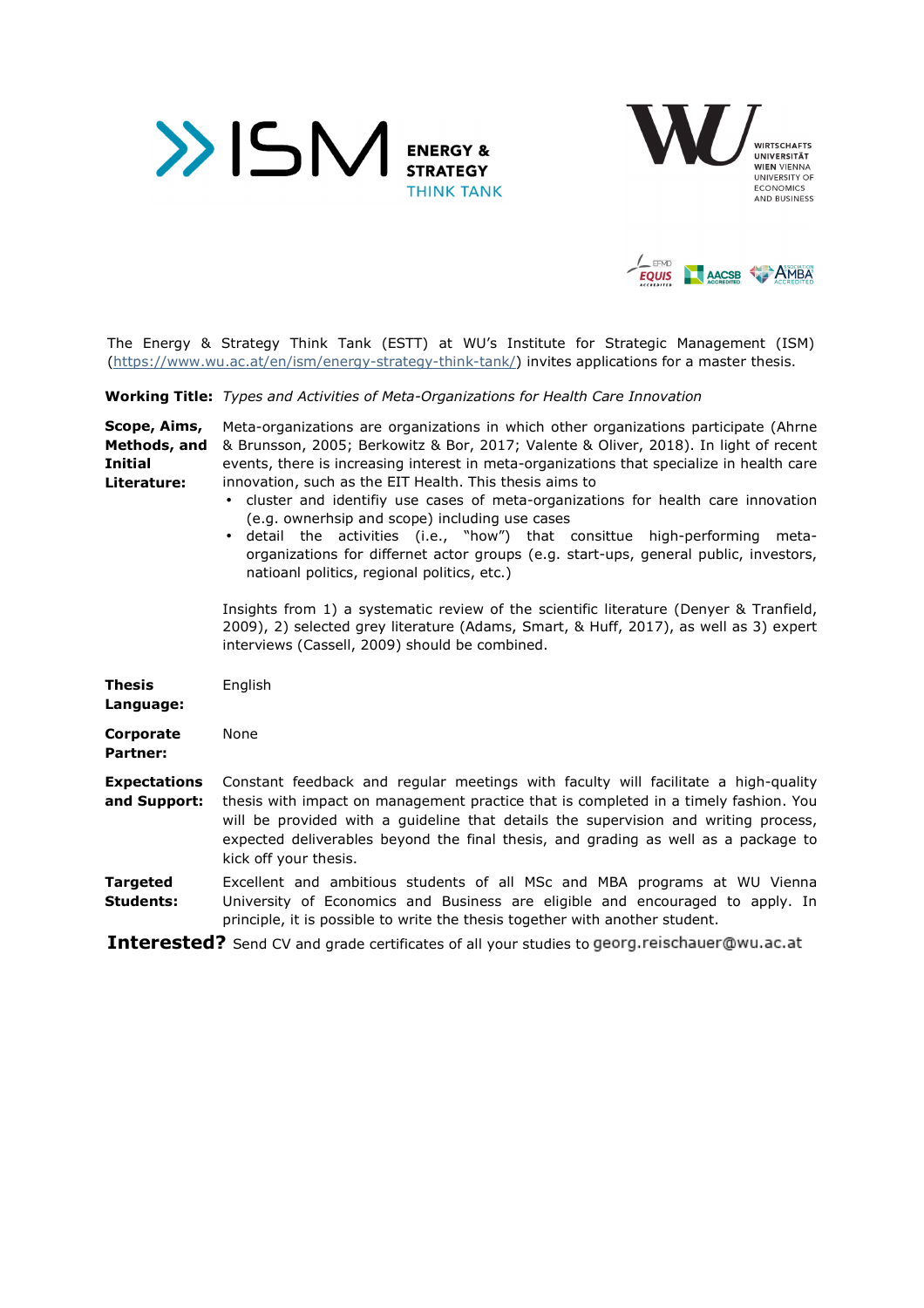ISM ENERGY & STRATEGY THINK TANK

WIRTSCHAFTS UNIVERSITÄT WIEN VIENNA UNIVERSITY OF ECONOMICS AND BUSINESS

EFMD EQUIS ACCREDITED | AACSB ACCREDITED | ASSOCIATION AMBA ACCREDITED

The Energy & Strategy Think Tank (ESTT) at WU's Institute for Strategic Management (ISM) (https://www.wu.ac.at/en/ism/energy-strategy-think-tank/) invites applications for a master thesis.

**Working Title:** *Types and Activities of Meta-Organizations for Health Care Innovation*

**Scope, Aims, Methods, and Initial Literature:** Meta-organizations are organizations in which other organizations participate (Ahrne & Brunsson, 2005; Berkowitz & Bor, 2017; Valente & Oliver, 2018). In light of recent events, there is increasing interest in meta-organizations that specialize in health care innovation, such as the EIT Health. This thesis aims to

- cluster and identifiy use cases of meta-organizations for health care innovation (e.g. ownerhsip and scope) including use cases
- detail the activities (i.e., "how") that consittue high-performing meta-organizations for differnet actor groups (e.g. start-ups, general public, investors, natioanl politics, regional politics, etc.)

Insights from 1) a systematic review of the scientific literature (Denyer & Tranfield, 2009), 2) selected grey literature (Adams, Smart, & Huff, 2017), as well as 3) expert interviews (Cassell, 2009) should be combined.

**Thesis Language:** English

**Corporate Partner:** None

**Expectations and Support:** Constant feedback and regular meetings with faculty will facilitate a high-quality thesis with impact on management practice that is completed in a timely fashion. You will be provided with a guideline that details the supervision and writing process, expected deliverables beyond the final thesis, and grading as well as a package to kick off your thesis.

**Targeted Students:** Excellent and ambitious students of all MSc and MBA programs at WU Vienna University of Economics and Business are eligible and encouraged to apply. In principle, it is possible to write the thesis together with another student.

**Interested?** Send CV and grade certificates of all your studies to georg.reischauer@wu.ac.at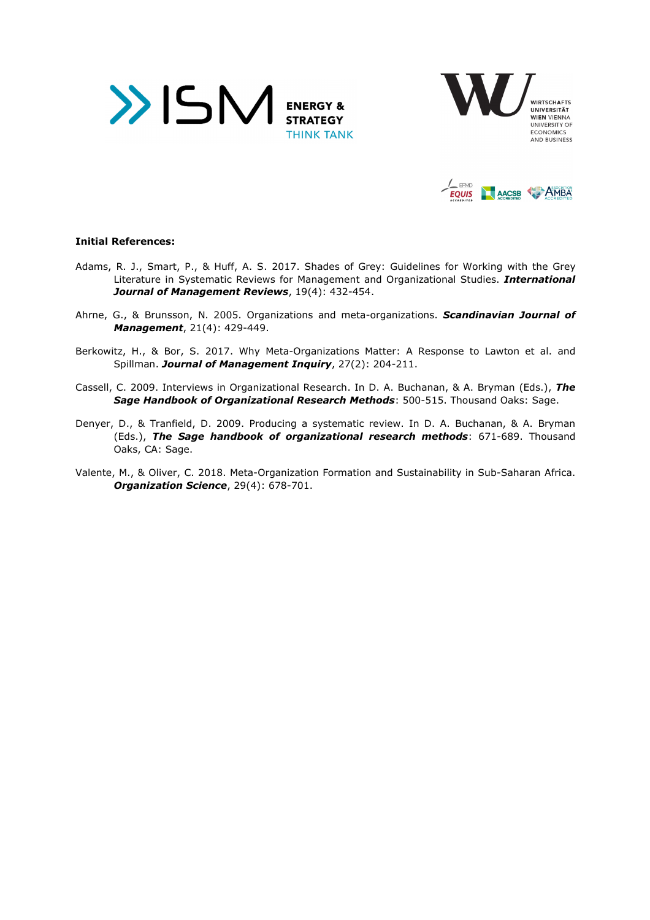**Initial References:**

Adams, R. J., Smart, P., & Huff, A. S. 2017. Shades of Grey: Guidelines for Working with the Grey Literature in Systematic Reviews for Management and Organizational Studies. ***International Journal of Management Reviews***, 19(4): 432-454.

Ahrne, G., & Brunsson, N. 2005. Organizations and meta-organizations. ***Scandinavian Journal of Management***, 21(4): 429-449.

Berkowitz, H., & Bor, S. 2017. Why Meta-Organizations Matter: A Response to Lawton et al. and Spillman. ***Journal of Management Inquiry***, 27(2): 204-211.

Cassell, C. 2009. Interviews in Organizational Research. In D. A. Buchanan, & A. Bryman (Eds.), ***The Sage Handbook of Organizational Research Methods***: 500-515. Thousand Oaks: Sage.

Denyer, D., & Tranfield, D. 2009. Producing a systematic review. In D. A. Buchanan, & A. Bryman (Eds.), ***The Sage handbook of organizational research methods***: 671-689. Thousand Oaks, CA: Sage.

Valente, M., & Oliver, C. 2018. Meta-Organization Formation and Sustainability in Sub-Saharan Africa. ***Organization Science***, 29(4): 678-701.